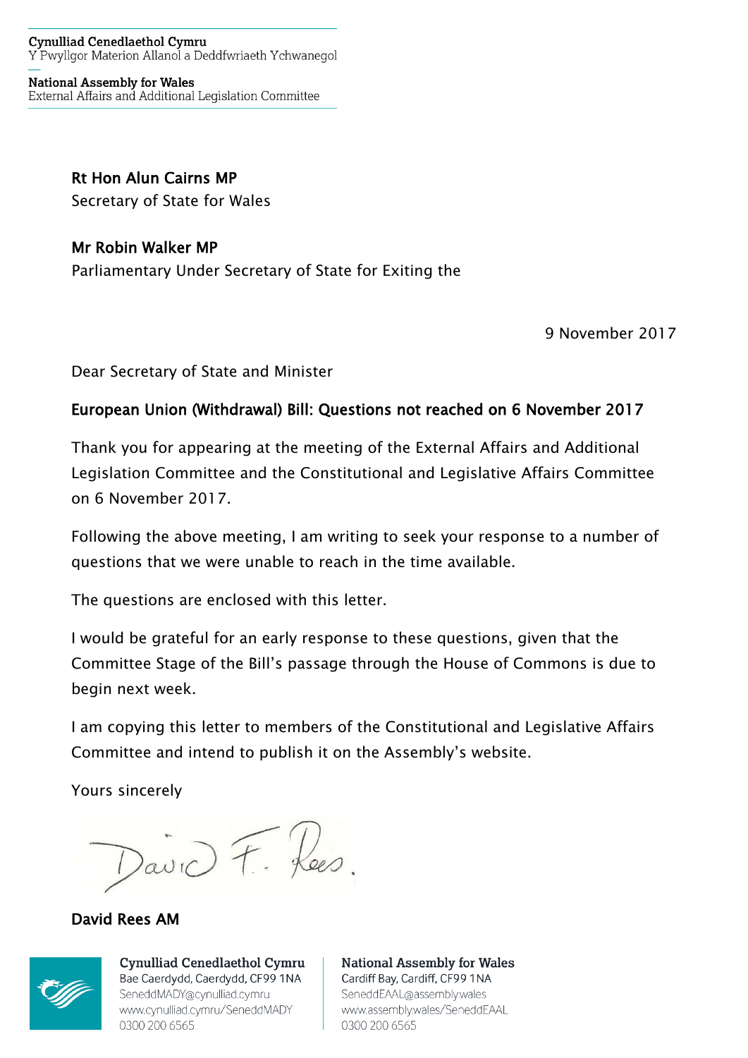**Cynulliad Cenedlaethol Cymru**
Y Pwyllgor Materion Allanol a Deddfwriaeth Ychwanegol

**National Assembly for Wales**
External Affairs and Additional Legislation Committee

**Rt Hon Alun Cairns MP**
Secretary of State for Wales

**Mr Robin Walker MP**
Parliamentary Under Secretary of State for Exiting the

9 November 2017

Dear Secretary of State and Minister

**European Union (Withdrawal) Bill: Questions not reached on 6 November 2017**

Thank you for appearing at the meeting of the External Affairs and Additional Legislation Committee and the Constitutional and Legislative Affairs Committee on 6 November 2017.

Following the above meeting, I am writing to seek your response to a number of questions that we were unable to reach in the time available.

The questions are enclosed with this letter.

I would be grateful for an early response to these questions, given that the Committee Stage of the Bill's passage through the House of Commons is due to begin next week.

I am copying this letter to members of the Constitutional and Legislative Affairs Committee and intend to publish it on the Assembly's website.

Yours sincerely

David F. Rees.

**David Rees AM**

**Cynulliad Cenedlaethol Cymru**
Bae Caerdydd, Caerdydd, CF99 1NA
SeneddMADY@cynulliad.cymru
www.cynulliad.cymru/SeneddMADY
0300 200 6565

**National Assembly for Wales**
Cardiff Bay, Cardiff, CF99 1NA
SeneddEAAL@assembly.wales
www.assembly.wales/SeneddEAAL
0300 200 6565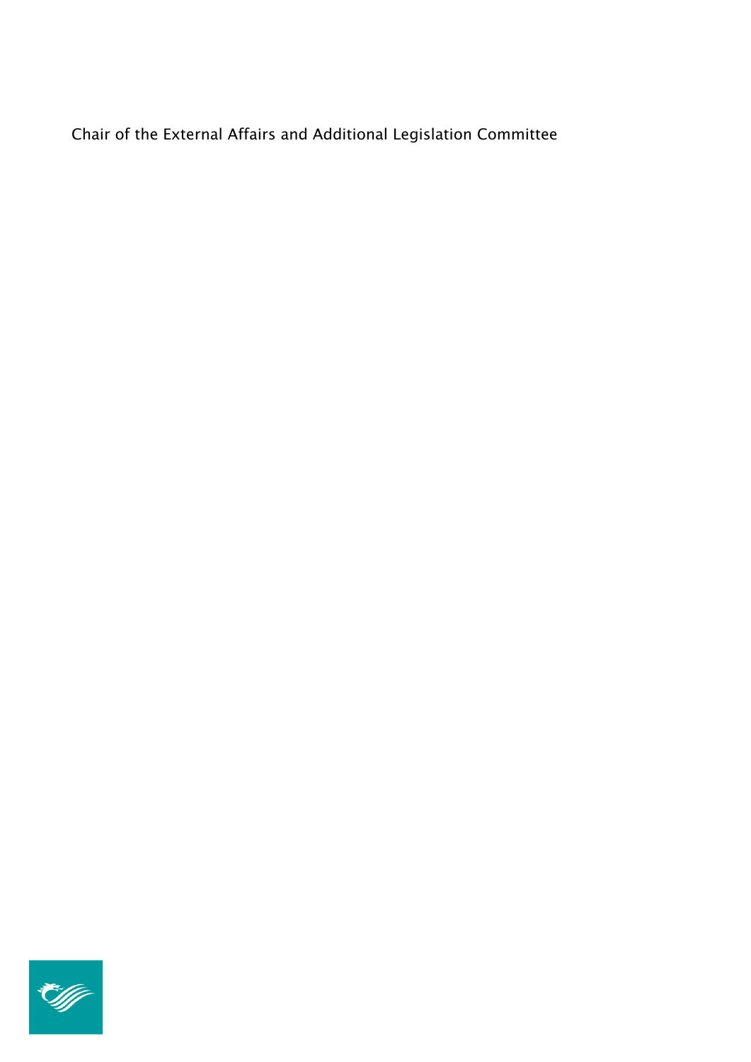Chair of the External Affairs and Additional Legislation Committee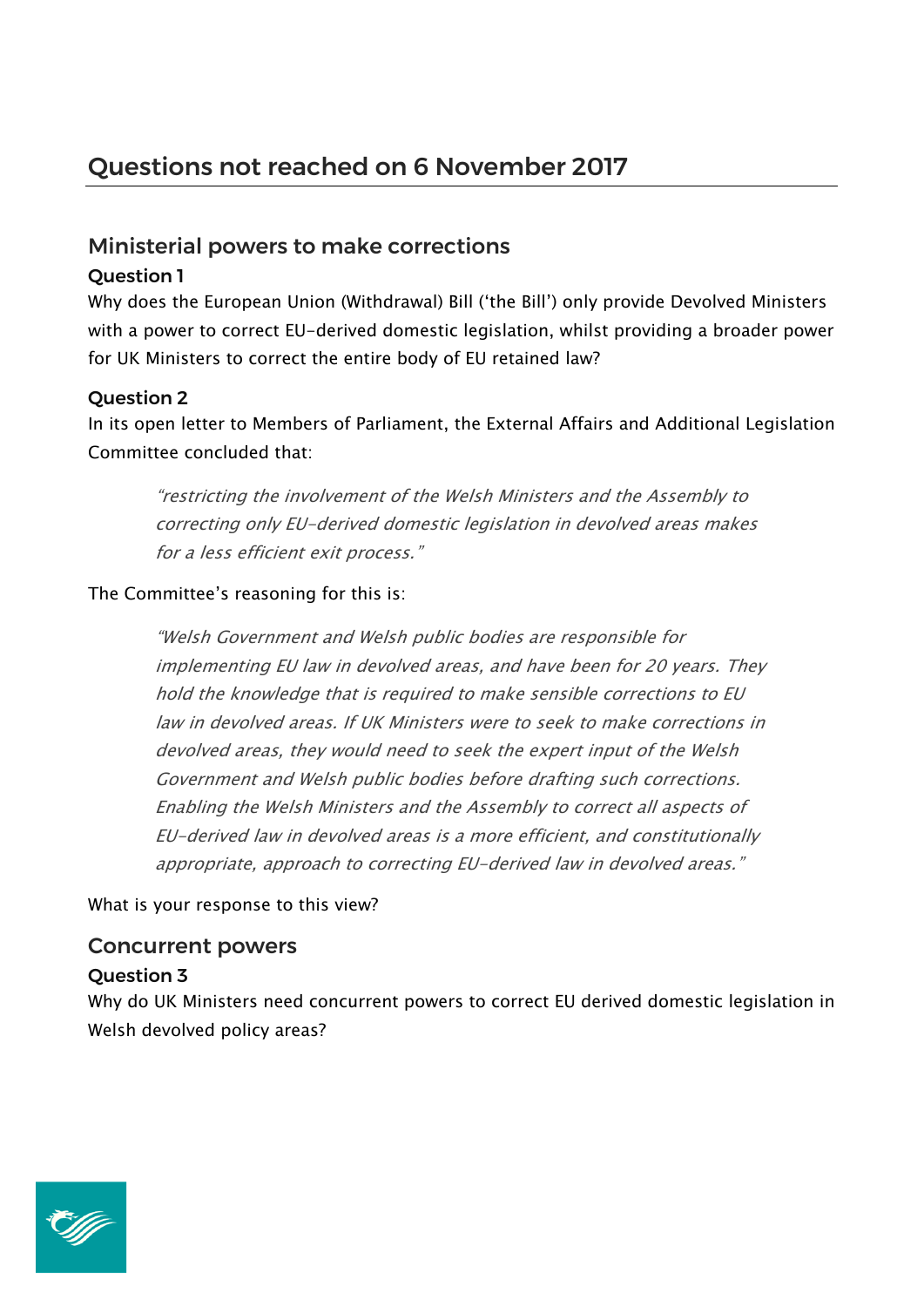## Questions not reached on 6 November 2017

### Ministerial powers to make corrections

**Question 1**

Why does the European Union (Withdrawal) Bill ('the Bill') only provide Devolved Ministers with a power to correct EU-derived domestic legislation, whilst providing a broader power for UK Ministers to correct the entire body of EU retained law?

**Question 2**

In its open letter to Members of Parliament, the External Affairs and Additional Legislation Committee concluded that:

> *"restricting the involvement of the Welsh Ministers and the Assembly to correcting only EU-derived domestic legislation in devolved areas makes for a less efficient exit process."*

The Committee's reasoning for this is:

> *"Welsh Government and Welsh public bodies are responsible for implementing EU law in devolved areas, and have been for 20 years. They hold the knowledge that is required to make sensible corrections to EU law in devolved areas. If UK Ministers were to seek to make corrections in devolved areas, they would need to seek the expert input of the Welsh Government and Welsh public bodies before drafting such corrections. Enabling the Welsh Ministers and the Assembly to correct all aspects of EU-derived law in devolved areas is a more efficient, and constitutionally appropriate, approach to correcting EU-derived law in devolved areas."*

What is your response to this view?

### Concurrent powers

**Question 3**

Why do UK Ministers need concurrent powers to correct EU derived domestic legislation in Welsh devolved policy areas?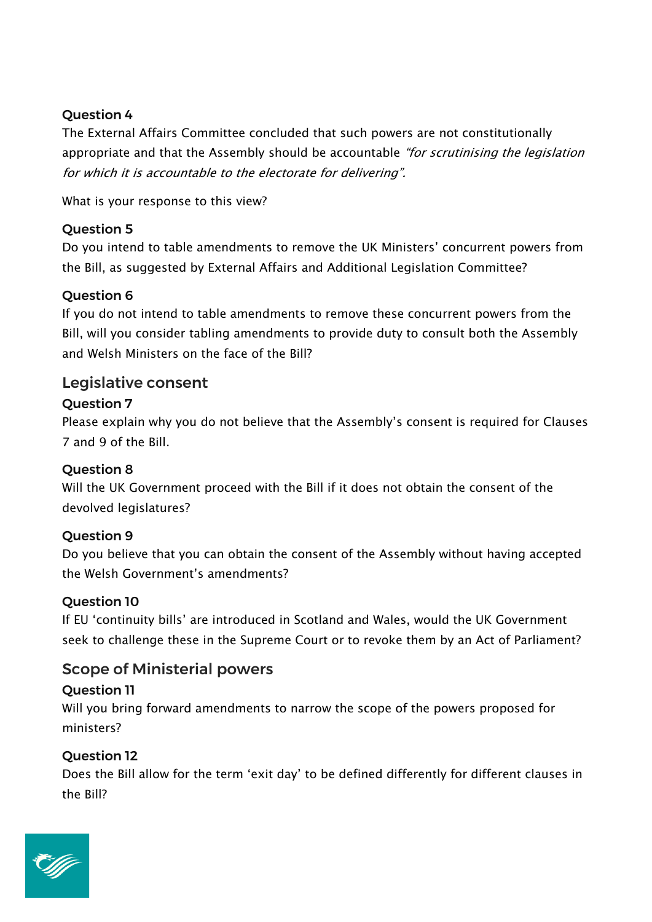### Question 4

The External Affairs Committee concluded that such powers are not constitutionally appropriate and that the Assembly should be accountable *"for scrutinising the legislation for which it is accountable to the electorate for delivering".*

What is your response to this view?

### Question 5

Do you intend to table amendments to remove the UK Ministers' concurrent powers from the Bill, as suggested by External Affairs and Additional Legislation Committee?

### Question 6

If you do not intend to table amendments to remove these concurrent powers from the Bill, will you consider tabling amendments to provide duty to consult both the Assembly and Welsh Ministers on the face of the Bill?

## Legislative consent

### Question 7

Please explain why you do not believe that the Assembly's consent is required for Clauses 7 and 9 of the Bill.

### Question 8

Will the UK Government proceed with the Bill if it does not obtain the consent of the devolved legislatures?

### Question 9

Do you believe that you can obtain the consent of the Assembly without having accepted the Welsh Government's amendments?

### Question 10

If EU 'continuity bills' are introduced in Scotland and Wales, would the UK Government seek to challenge these in the Supreme Court or to revoke them by an Act of Parliament?

## Scope of Ministerial powers

### Question 11

Will you bring forward amendments to narrow the scope of the powers proposed for ministers?

### Question 12

Does the Bill allow for the term 'exit day' to be defined differently for different clauses in the Bill?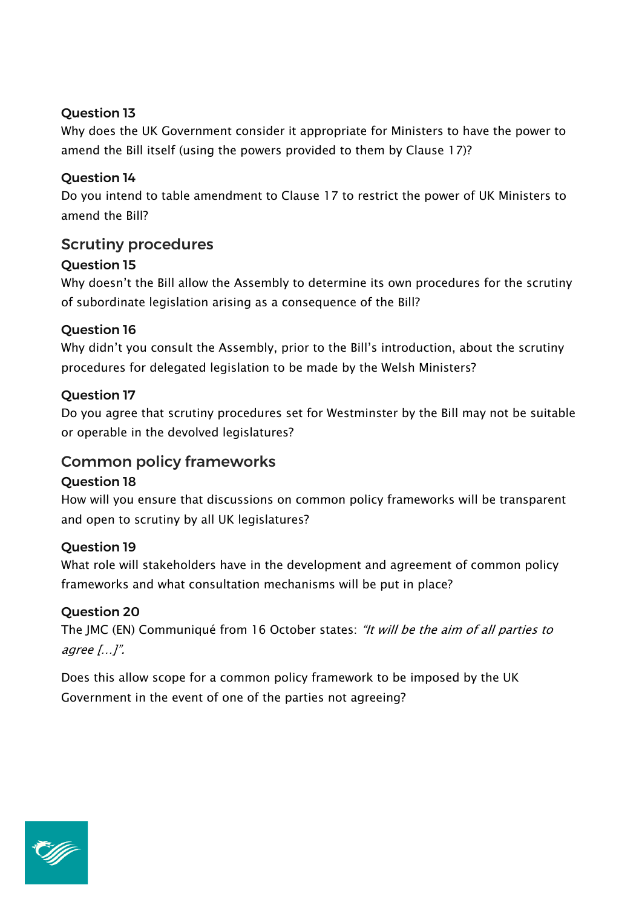**Question 13**

Why does the UK Government consider it appropriate for Ministers to have the power to amend the Bill itself (using the powers provided to them by Clause 17)?

**Question 14**

Do you intend to table amendment to Clause 17 to restrict the power of UK Ministers to amend the Bill?

## Scrutiny procedures

**Question 15**

Why doesn't the Bill allow the Assembly to determine its own procedures for the scrutiny of subordinate legislation arising as a consequence of the Bill?

**Question 16**

Why didn't you consult the Assembly, prior to the Bill's introduction, about the scrutiny procedures for delegated legislation to be made by the Welsh Ministers?

**Question 17**

Do you agree that scrutiny procedures set for Westminster by the Bill may not be suitable or operable in the devolved legislatures?

## Common policy frameworks

**Question 18**

How will you ensure that discussions on common policy frameworks will be transparent and open to scrutiny by all UK legislatures?

**Question 19**

What role will stakeholders have in the development and agreement of common policy frameworks and what consultation mechanisms will be put in place?

**Question 20**

The JMC (EN) Communiqué from 16 October states: *"It will be the aim of all parties to agree [...]".*

Does this allow scope for a common policy framework to be imposed by the UK Government in the event of one of the parties not agreeing?